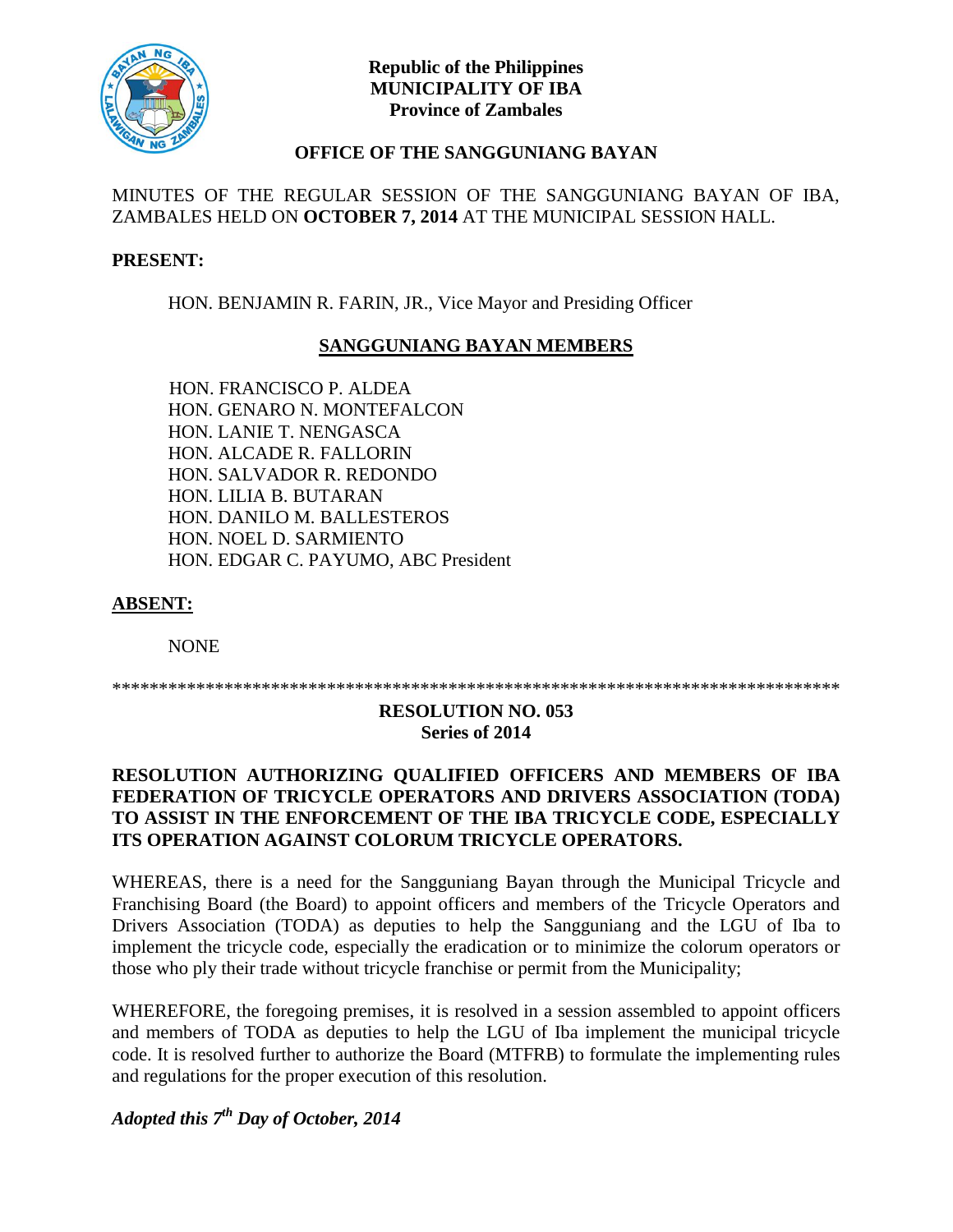**Republic of the Philippines**
**MUNICIPALITY OF IBA**
**Province of Zambales**

## OFFICE OF THE SANGGUNIANG BAYAN

MINUTES OF THE REGULAR SESSION OF THE SANGGUNIANG BAYAN OF IBA, ZAMBALES HELD ON **OCTOBER 7, 2014** AT THE MUNICIPAL SESSION HALL.

**PRESENT:**

HON. BENJAMIN R. FARIN, JR., Vice Mayor and Presiding Officer

**SANGGUNIANG BAYAN MEMBERS**

HON. FRANCISCO P. ALDEA
HON. GENARO N. MONTEFALCON
HON. LANIE T. NENGASCA
HON. ALCADE R. FALLORIN
HON. SALVADOR R. REDONDO
HON. LILIA B. BUTARAN
HON. DANILO M. BALLESTEROS
HON. NOEL D. SARMIENTO
HON. EDGAR C. PAYUMO, ABC President

**ABSENT:**

NONE

*******************************************************************************

**RESOLUTION NO. 053**
**Series of 2014**

**RESOLUTION AUTHORIZING QUALIFIED OFFICERS AND MEMBERS OF IBA FEDERATION OF TRICYCLE OPERATORS AND DRIVERS ASSOCIATION (TODA) TO ASSIST IN THE ENFORCEMENT OF THE IBA TRICYCLE CODE, ESPECIALLY ITS OPERATION AGAINST COLORUM TRICYCLE OPERATORS.**

WHEREAS, there is a need for the Sangguniang Bayan through the Municipal Tricycle and Franchising Board (the Board) to appoint officers and members of the Tricycle Operators and Drivers Association (TODA) as deputies to help the Sangguniang and the LGU of Iba to implement the tricycle code, especially the eradication or to minimize the colorum operators or those who ply their trade without tricycle franchise or permit from the Municipality;

WHEREFORE, the foregoing premises, it is resolved in a session assembled to appoint officers and members of TODA as deputies to help the LGU of Iba implement the municipal tricycle code. It is resolved further to authorize the Board (MTFRB) to formulate the implementing rules and regulations for the proper execution of this resolution.

***Adopted this 7th Day of October, 2014***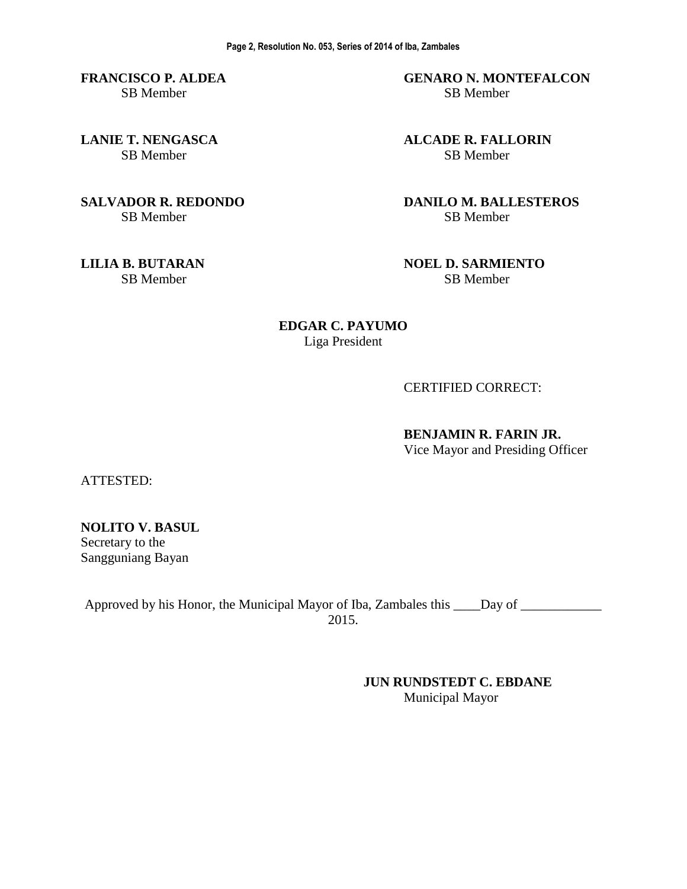**FRANCISCO P. ALDEA**
SB Member

**GENARO N. MONTEFALCON**
SB Member

**LANIE T. NENGASCA**
SB Member

**ALCADE R. FALLORIN**
SB Member

**SALVADOR R. REDONDO**
SB Member

**DANILO M. BALLESTEROS**
SB Member

**LILIA B. BUTARAN**
SB Member

**NOEL D. SARMIENTO**
SB Member

**EDGAR C. PAYUMO**
Liga President

CERTIFIED CORRECT:

**BENJAMIN R. FARIN JR.**
Vice Mayor and Presiding Officer

ATTESTED:

**NOLITO V. BASUL**
Secretary to the
Sangguniang Bayan

Approved by his Honor, the Municipal Mayor of Iba, Zambales this ____Day of ____________ 2015.

**JUN RUNDSTEDT C. EBDANE**
Municipal Mayor